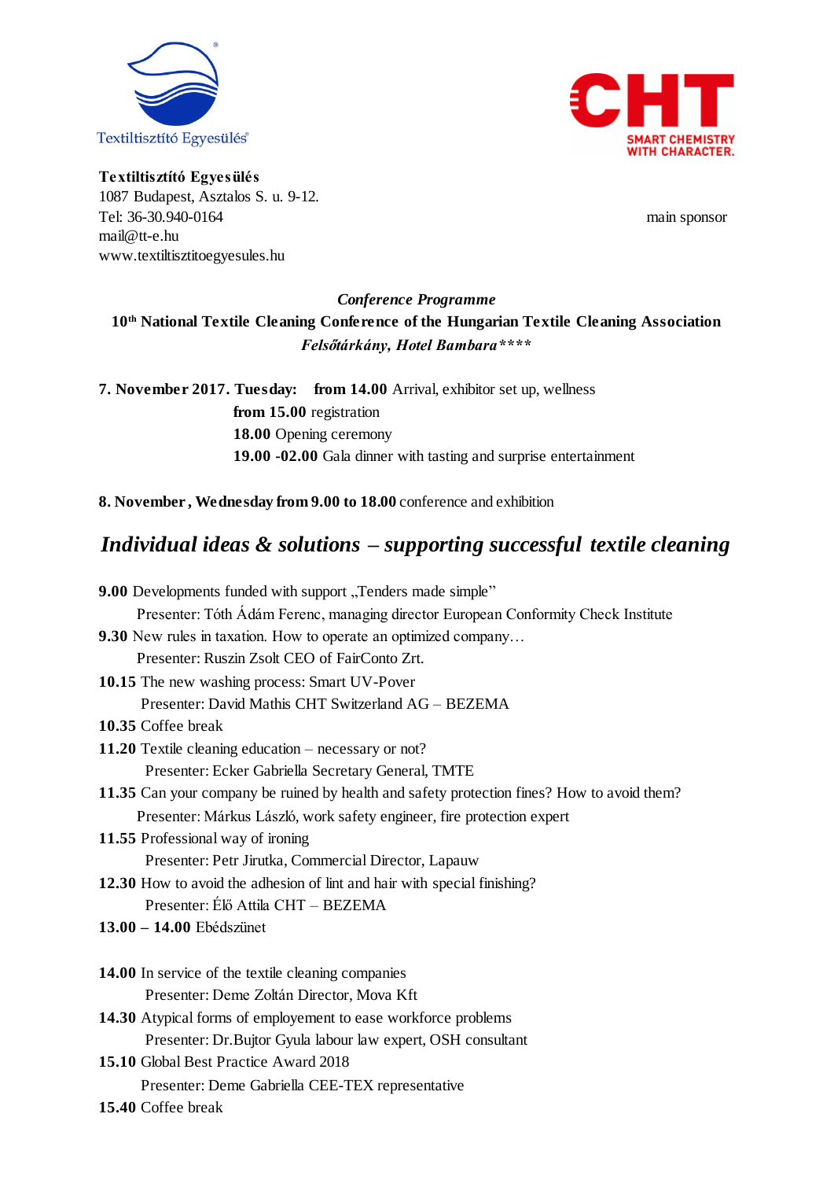Textiltisztító Egyesülés

CHT SMART CHEMISTRY WITH CHARACTER.

**Textiltisztító Egyesülés**
1087 Budapest, Asztalos S. u. 9-12.
Tel: 36-30.940-0164
mail@tt-e.hu
www.textiltisztitoegyesules.hu

main sponsor

***Conference Programme***

**10th National Textile Cleaning Conference of the Hungarian Textile Cleaning Association**

***Felsőtárkány, Hotel Bambara\*\*\*\****

**7. November 2017. Tuesday:** **from 14.00** Arrival, exhibitor set up, wellness
**from 15.00** registration
**18.00** Opening ceremony
**19.00 -02.00** Gala dinner with tasting and surprise entertainment

**8. November, Wednesday from 9.00 to 18.00** conference and exhibition

## *Individual ideas & solutions – supporting successful textile cleaning*

**9.00** Developments funded with support „Tenders made simple"
Presenter: Tóth Ádám Ferenc, managing director European Conformity Check Institute

**9.30** New rules in taxation. How to operate an optimized company…
Presenter: Ruszin Zsolt CEO of FairConto Zrt.

**10.15** The new washing process: Smart UV-Pover
Presenter: David Mathis CHT Switzerland AG – BEZEMA

**10.35** Coffee break

**11.20** Textile cleaning education – necessary or not?
Presenter: Ecker Gabriella Secretary General, TMTE

**11.35** Can your company be ruined by health and safety protection fines? How to avoid them?
Presenter: Márkus László, work safety engineer, fire protection expert

**11.55** Professional way of ironing
Presenter: Petr Jirutka, Commercial Director, Lapauw

**12.30** How to avoid the adhesion of lint and hair with special finishing?
Presenter: Élő Attila CHT – BEZEMA

**13.00 – 14.00** Ebédszünet

**14.00** In service of the textile cleaning companies
Presenter: Deme Zoltán Director, Mova Kft

**14.30** Atypical forms of employement to ease workforce problems
Presenter: Dr.Bujtor Gyula labour law expert, OSH consultant

**15.10** Global Best Practice Award 2018
Presenter: Deme Gabriella CEE-TEX representative

**15.40** Coffee break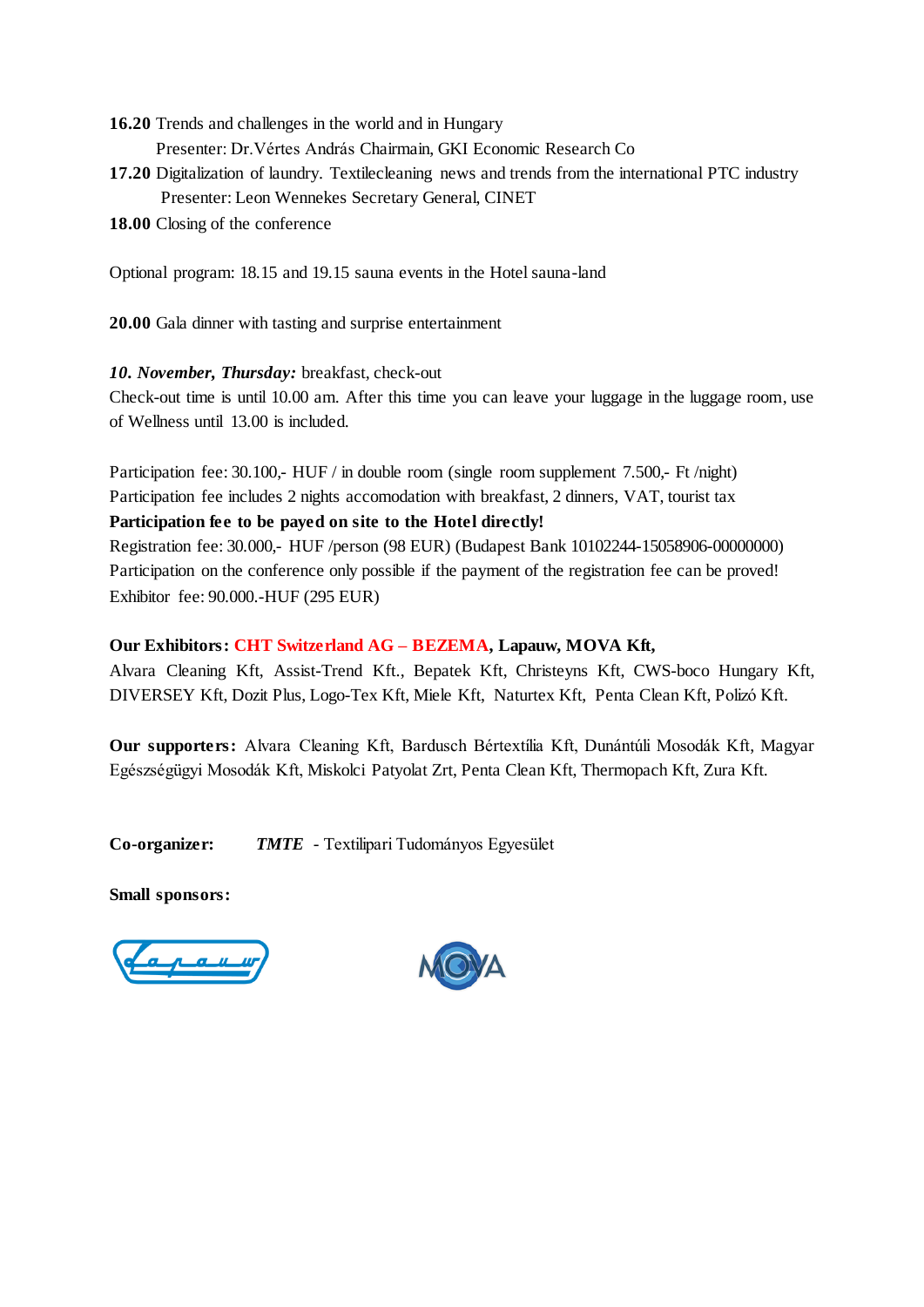**16.20** Trends and challenges in the world and in Hungary
Presenter: Dr.Vértes András Chairmain, GKI Economic Research Co

**17.20** Digitalization of laundry. Textilecleaning news and trends from the international PTC industry
Presenter: Leon Wennekes Secretary General, CINET

**18.00** Closing of the conference

Optional program: 18.15 and 19.15 sauna events in the Hotel sauna-land

**20.00** Gala dinner with tasting and surprise entertainment

***10. November, Thursday:*** breakfast, check-out
Check-out time is until 10.00 am. After this time you can leave your luggage in the luggage room, use of Wellness until 13.00 is included.

Participation fee: 30.100,- HUF / in double room (single room supplement 7.500,- Ft /night)
Participation fee includes 2 nights accomodation with breakfast, 2 dinners, VAT, tourist tax
**Participation fee to be payed on site to the Hotel directly!**
Registration fee: 30.000,- HUF /person (98 EUR) (Budapest Bank 10102244-15058906-00000000)
Participation on the conference only possible if the payment of the registration fee can be proved!
Exhibitor fee: 90.000.-HUF (295 EUR)

**Our Exhibitors: CHT Switzerland AG – BEZEMA, Lapauw, MOVA Kft,**
Alvara Cleaning Kft, Assist-Trend Kft., Bepatek Kft, Christeyns Kft, CWS-boco Hungary Kft, DIVERSEY Kft, Dozit Plus, Logo-Tex Kft, Miele Kft, Naturtex Kft, Penta Clean Kft, Polizó Kft.

**Our supporters:** Alvara Cleaning Kft, Bardusch Bértextília Kft, Dunántúli Mosodák Kft, Magyar Egészségügyi Mosodák Kft, Miskolci Patyolat Zrt, Penta Clean Kft, Thermopach Kft, Zura Kft.

**Co-organizer:** ***TMTE*** - Textilipari Tudományos Egyesület

**Small sponsors:**